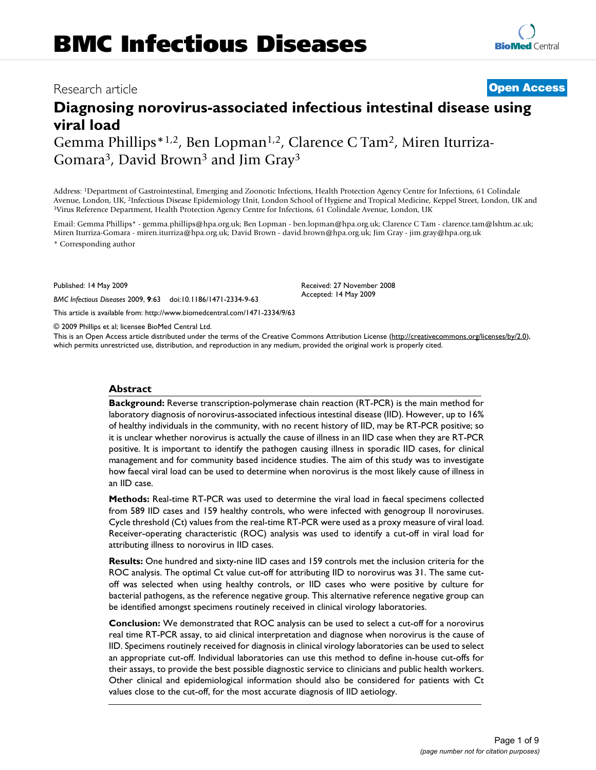# BMC Infectious Diseases

Research article

**Open Access**

# Diagnosing norovirus-associated infectious intestinal disease using viral load

Gemma Phillips*[1,2], Ben Lopman[1,2], Clarence C Tam[2], Miren Iturriza-Gomara[3], David Brown[3] and Jim Gray[3]

Address: [1]Department of Gastrointestinal, Emerging and Zoonotic Infections, Health Protection Agency Centre for Infections, 61 Colindale Avenue, London, UK, [2]Infectious Disease Epidemiology Unit, London School of Hygiene and Tropical Medicine, Keppel Street, London, UK and [3]Virus Reference Department, Health Protection Agency Centre for Infections, 61 Colindale Avenue, London, UK

Email: Gemma Phillips* - gemma.phillips@hpa.org.uk; Ben Lopman - ben.lopman@hpa.org.uk; Clarence C Tam - clarence.tam@lshtm.ac.uk; Miren Iturriza-Gomara - miren.iturriza@hpa.org.uk; David Brown - david.brown@hpa.org.uk; Jim Gray - jim.gray@hpa.org.uk

\* Corresponding author

Published: 14 May 2009

*BMC Infectious Diseases* 2009, **9**:63 doi:10.1186/1471-2334-9-63

Received: 27 November 2008
Accepted: 14 May 2009

This article is available from: http://www.biomedcentral.com/1471-2334/9/63

© 2009 Phillips et al; licensee BioMed Central Ltd.

This is an Open Access article distributed under the terms of the Creative Commons Attribution License (http://creativecommons.org/licenses/by/2.0), which permits unrestricted use, distribution, and reproduction in any medium, provided the original work is properly cited.

## Abstract

**Background:** Reverse transcription-polymerase chain reaction (RT-PCR) is the main method for laboratory diagnosis of norovirus-associated infectious intestinal disease (IID). However, up to 16% of healthy individuals in the community, with no recent history of IID, may be RT-PCR positive; so it is unclear whether norovirus is actually the cause of illness in an IID case when they are RT-PCR positive. It is important to identify the pathogen causing illness in sporadic IID cases, for clinical management and for community based incidence studies. The aim of this study was to investigate how faecal viral load can be used to determine when norovirus is the most likely cause of illness in an IID case.

**Methods:** Real-time RT-PCR was used to determine the viral load in faecal specimens collected from 589 IID cases and 159 healthy controls, who were infected with genogroup II noroviruses. Cycle threshold (Ct) values from the real-time RT-PCR were used as a proxy measure of viral load. Receiver-operating characteristic (ROC) analysis was used to identify a cut-off in viral load for attributing illness to norovirus in IID cases.

**Results:** One hundred and sixty-nine IID cases and 159 controls met the inclusion criteria for the ROC analysis. The optimal Ct value cut-off for attributing IID to norovirus was 31. The same cut-off was selected when using healthy controls, or IID cases who were positive by culture for bacterial pathogens, as the reference negative group. This alternative reference negative group can be identified amongst specimens routinely received in clinical virology laboratories.

**Conclusion:** We demonstrated that ROC analysis can be used to select a cut-off for a norovirus real time RT-PCR assay, to aid clinical interpretation and diagnose when norovirus is the cause of IID. Specimens routinely received for diagnosis in clinical virology laboratories can be used to select an appropriate cut-off. Individual laboratories can use this method to define in-house cut-offs for their assays, to provide the best possible diagnostic service to clinicians and public health workers. Other clinical and epidemiological information should also be considered for patients with Ct values close to the cut-off, for the most accurate diagnosis of IID aetiology.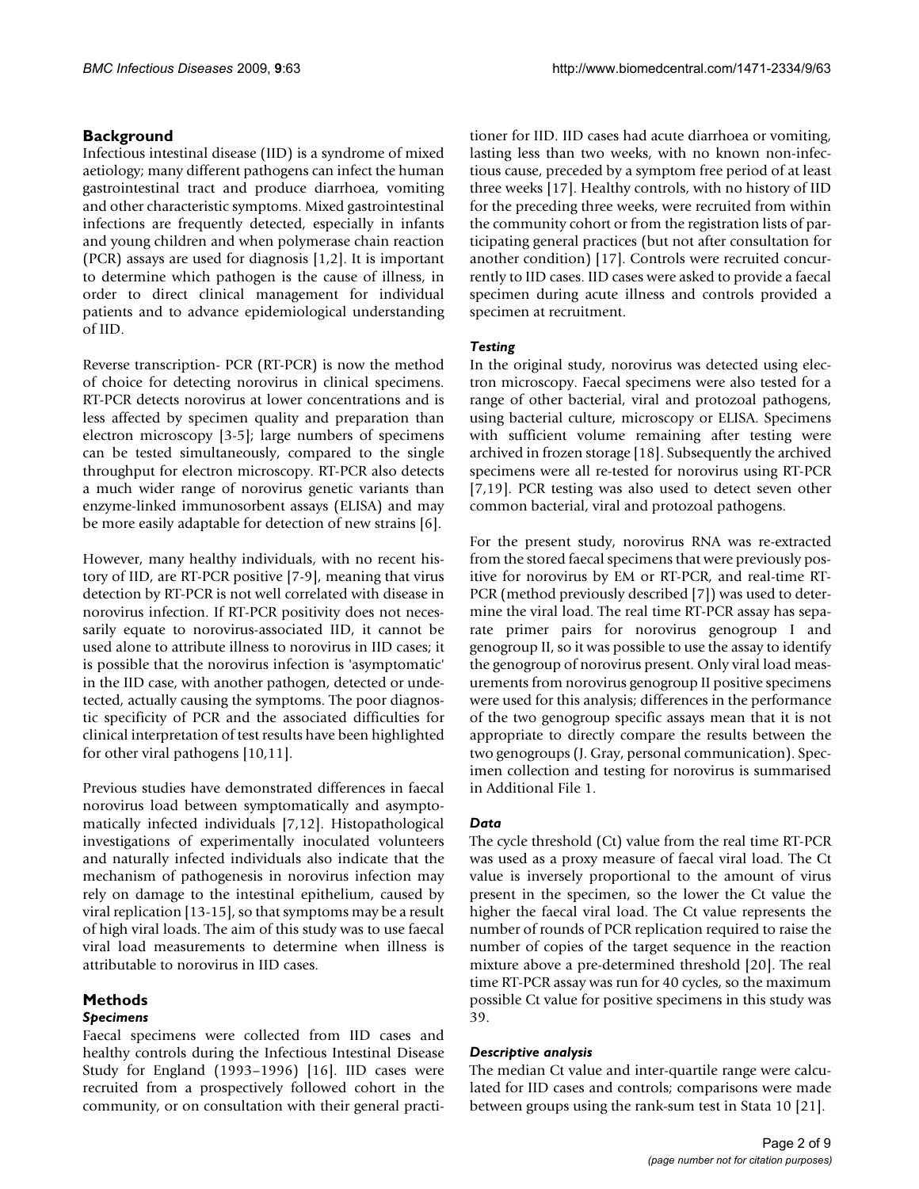## Background

Infectious intestinal disease (IID) is a syndrome of mixed aetiology; many different pathogens can infect the human gastrointestinal tract and produce diarrhoea, vomiting and other characteristic symptoms. Mixed gastrointestinal infections are frequently detected, especially in infants and young children and when polymerase chain reaction (PCR) assays are used for diagnosis [1,2]. It is important to determine which pathogen is the cause of illness, in order to direct clinical management for individual patients and to advance epidemiological understanding of IID.

Reverse transcription- PCR (RT-PCR) is now the method of choice for detecting norovirus in clinical specimens. RT-PCR detects norovirus at lower concentrations and is less affected by specimen quality and preparation than electron microscopy [3-5]; large numbers of specimens can be tested simultaneously, compared to the single throughput for electron microscopy. RT-PCR also detects a much wider range of norovirus genetic variants than enzyme-linked immunosorbent assays (ELISA) and may be more easily adaptable for detection of new strains [6].

However, many healthy individuals, with no recent history of IID, are RT-PCR positive [7-9], meaning that virus detection by RT-PCR is not well correlated with disease in norovirus infection. If RT-PCR positivity does not necessarily equate to norovirus-associated IID, it cannot be used alone to attribute illness to norovirus in IID cases; it is possible that the norovirus infection is 'asymptomatic' in the IID case, with another pathogen, detected or undetected, actually causing the symptoms. The poor diagnostic specificity of PCR and the associated difficulties for clinical interpretation of test results have been highlighted for other viral pathogens [10,11].

Previous studies have demonstrated differences in faecal norovirus load between symptomatically and asymptomatically infected individuals [7,12]. Histopathological investigations of experimentally inoculated volunteers and naturally infected individuals also indicate that the mechanism of pathogenesis in norovirus infection may rely on damage to the intestinal epithelium, caused by viral replication [13-15], so that symptoms may be a result of high viral loads. The aim of this study was to use faecal viral load measurements to determine when illness is attributable to norovirus in IID cases.

## Methods

### *Specimens*

Faecal specimens were collected from IID cases and healthy controls during the Infectious Intestinal Disease Study for England (1993–1996) [16]. IID cases were recruited from a prospectively followed cohort in the community, or on consultation with their general practitioner for IID. IID cases had acute diarrhoea or vomiting, lasting less than two weeks, with no known non-infectious cause, preceded by a symptom free period of at least three weeks [17]. Healthy controls, with no history of IID for the preceding three weeks, were recruited from within the community cohort or from the registration lists of participating general practices (but not after consultation for another condition) [17]. Controls were recruited concurrently to IID cases. IID cases were asked to provide a faecal specimen during acute illness and controls provided a specimen at recruitment.

### *Testing*

In the original study, norovirus was detected using electron microscopy. Faecal specimens were also tested for a range of other bacterial, viral and protozoal pathogens, using bacterial culture, microscopy or ELISA. Specimens with sufficient volume remaining after testing were archived in frozen storage [18]. Subsequently the archived specimens were all re-tested for norovirus using RT-PCR [7,19]. PCR testing was also used to detect seven other common bacterial, viral and protozoal pathogens.

For the present study, norovirus RNA was re-extracted from the stored faecal specimens that were previously positive for norovirus by EM or RT-PCR, and real-time RT-PCR (method previously described [7]) was used to determine the viral load. The real time RT-PCR assay has separate primer pairs for norovirus genogroup I and genogroup II, so it was possible to use the assay to identify the genogroup of norovirus present. Only viral load measurements from norovirus genogroup II positive specimens were used for this analysis; differences in the performance of the two genogroup specific assays mean that it is not appropriate to directly compare the results between the two genogroups (J. Gray, personal communication). Specimen collection and testing for norovirus is summarised in Additional File 1.

### *Data*

The cycle threshold (Ct) value from the real time RT-PCR was used as a proxy measure of faecal viral load. The Ct value is inversely proportional to the amount of virus present in the specimen, so the lower the Ct value the higher the faecal viral load. The Ct value represents the number of rounds of PCR replication required to raise the number of copies of the target sequence in the reaction mixture above a pre-determined threshold [20]. The real time RT-PCR assay was run for 40 cycles, so the maximum possible Ct value for positive specimens in this study was 39.

### *Descriptive analysis*

The median Ct value and inter-quartile range were calculated for IID cases and controls; comparisons were made between groups using the rank-sum test in Stata 10 [21].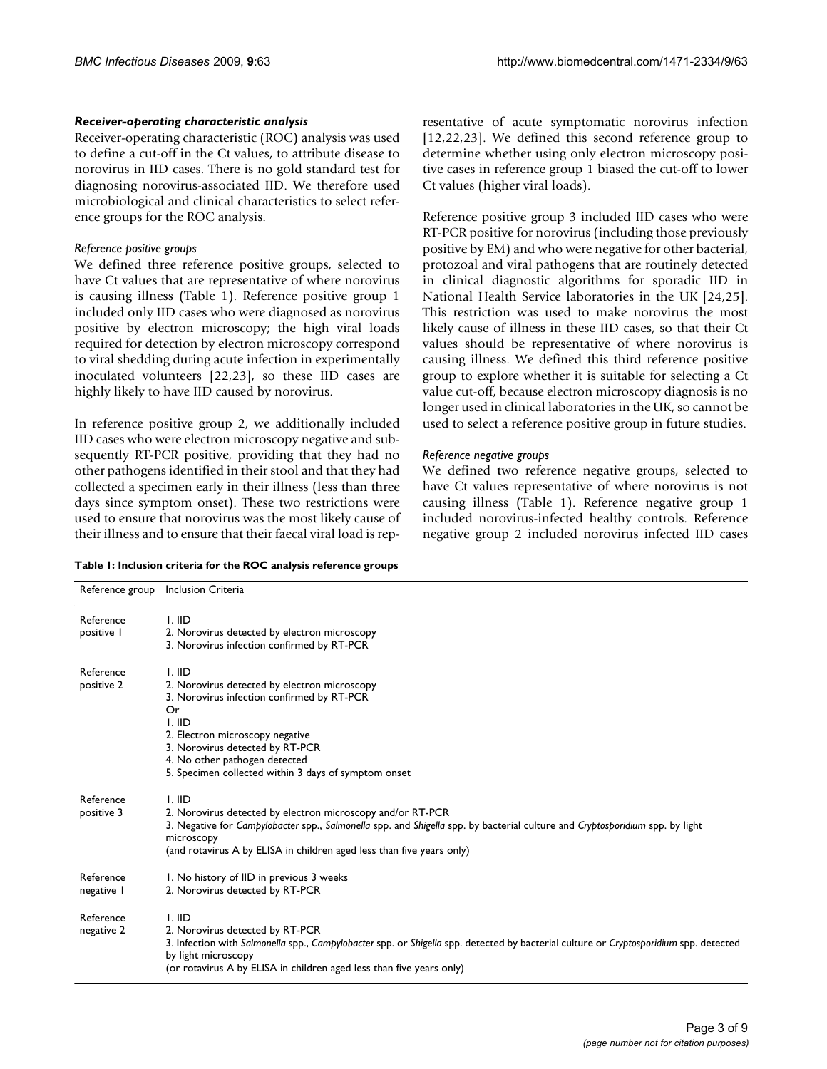### *Receiver-operating characteristic analysis*

Receiver-operating characteristic (ROC) analysis was used to define a cut-off in the Ct values, to attribute disease to norovirus in IID cases. There is no gold standard test for diagnosing norovirus-associated IID. We therefore used microbiological and clinical characteristics to select reference groups for the ROC analysis.

#### *Reference positive groups*

We defined three reference positive groups, selected to have Ct values that are representative of where norovirus is causing illness (Table 1). Reference positive group 1 included only IID cases who were diagnosed as norovirus positive by electron microscopy; the high viral loads required for detection by electron microscopy correspond to viral shedding during acute infection in experimentally inoculated volunteers [22,23], so these IID cases are highly likely to have IID caused by norovirus.

In reference positive group 2, we additionally included IID cases who were electron microscopy negative and subsequently RT-PCR positive, providing that they had no other pathogens identified in their stool and that they had collected a specimen early in their illness (less than three days since symptom onset). These two restrictions were used to ensure that norovirus was the most likely cause of their illness and to ensure that their faecal viral load is representative of acute symptomatic norovirus infection [12,22,23]. We defined this second reference group to determine whether using only electron microscopy positive cases in reference group 1 biased the cut-off to lower Ct values (higher viral loads).

Reference positive group 3 included IID cases who were RT-PCR positive for norovirus (including those previously positive by EM) and who were negative for other bacterial, protozoal and viral pathogens that are routinely detected in clinical diagnostic algorithms for sporadic IID in National Health Service laboratories in the UK [24,25]. This restriction was used to make norovirus the most likely cause of illness in these IID cases, so that their Ct values should be representative of where norovirus is causing illness. We defined this third reference positive group to explore whether it is suitable for selecting a Ct value cut-off, because electron microscopy diagnosis is no longer used in clinical laboratories in the UK, so cannot be used to select a reference positive group in future studies.

#### *Reference negative groups*

We defined two reference negative groups, selected to have Ct values representative of where norovirus is not causing illness (Table 1). Reference negative group 1 included norovirus-infected healthy controls. Reference negative group 2 included norovirus infected IID cases

**Table 1: Inclusion criteria for the ROC analysis reference groups**

| Reference group | Inclusion Criteria |
| --- | --- |
| Reference positive 1 | 1. IID<br>2. Norovirus detected by electron microscopy<br>3. Norovirus infection confirmed by RT-PCR |
| Reference positive 2 | 1. IID<br>2. Norovirus detected by electron microscopy<br>3. Norovirus infection confirmed by RT-PCR<br>Or<br>1. IID<br>2. Electron microscopy negative<br>3. Norovirus detected by RT-PCR<br>4. No other pathogen detected<br>5. Specimen collected within 3 days of symptom onset |
| Reference positive 3 | 1. IID<br>2. Norovirus detected by electron microscopy and/or RT-PCR<br>3. Negative for *Campylobacter* spp., *Salmonella* spp. and *Shigella* spp. by bacterial culture and *Cryptosporidium* spp. by light microscopy<br>(and rotavirus A by ELISA in children aged less than five years only) |
| Reference negative 1 | 1. No history of IID in previous 3 weeks<br>2. Norovirus detected by RT-PCR |
| Reference negative 2 | 1. IID<br>2. Norovirus detected by RT-PCR<br>3. Infection with *Salmonella* spp., *Campylobacter* spp. or *Shigella* spp. detected by bacterial culture or *Cryptosporidium* spp. detected by light microscopy<br>(or rotavirus A by ELISA in children aged less than five years only) |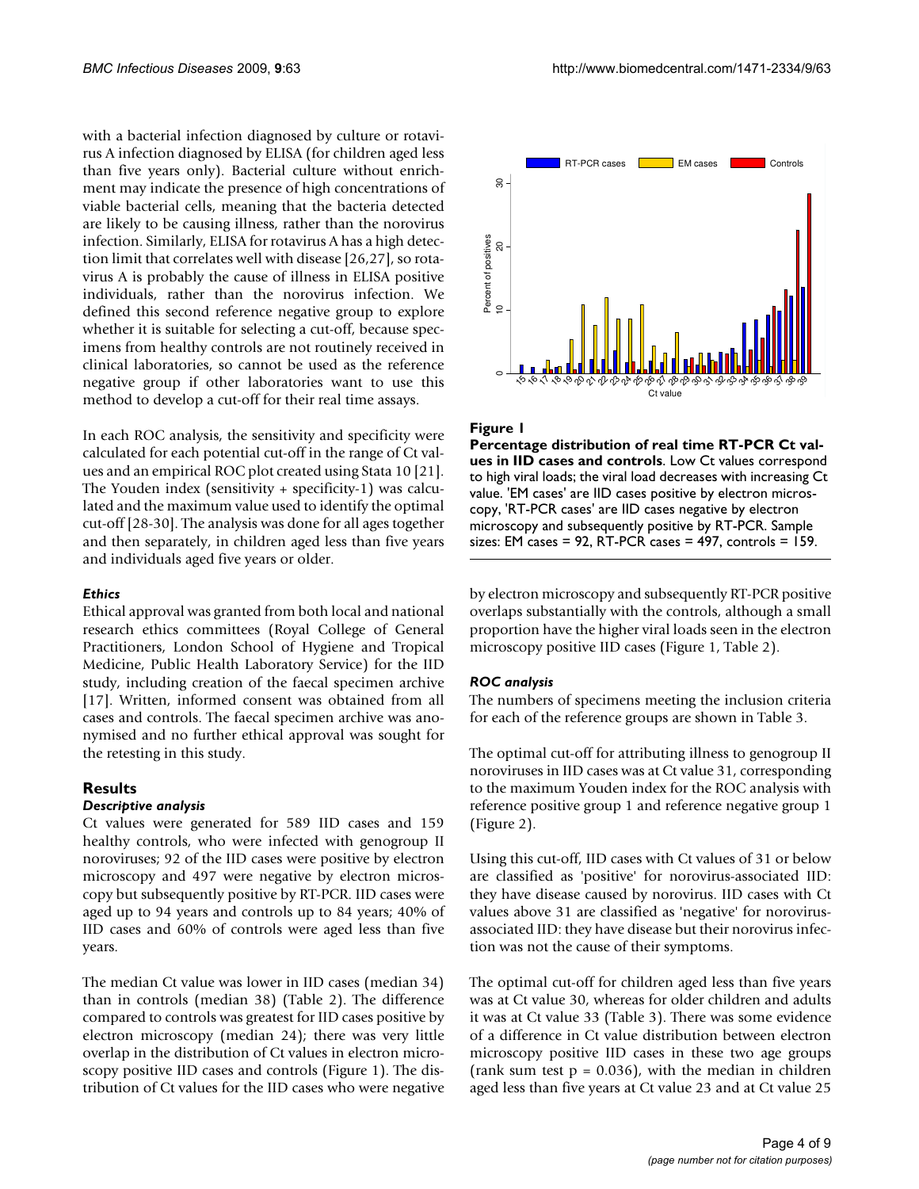with a bacterial infection diagnosed by culture or rotavirus A infection diagnosed by ELISA (for children aged less than five years only). Bacterial culture without enrichment may indicate the presence of high concentrations of viable bacterial cells, meaning that the bacteria detected are likely to be causing illness, rather than the norovirus infection. Similarly, ELISA for rotavirus A has a high detection limit that correlates well with disease [26,27], so rotavirus A is probably the cause of illness in ELISA positive individuals, rather than the norovirus infection. We defined this second reference negative group to explore whether it is suitable for selecting a cut-off, because specimens from healthy controls are not routinely received in clinical laboratories, so cannot be used as the reference negative group if other laboratories want to use this method to develop a cut-off for their real time assays.

In each ROC analysis, the sensitivity and specificity were calculated for each potential cut-off in the range of Ct values and an empirical ROC plot created using Stata 10 [21]. The Youden index (sensitivity + specificity-1) was calculated and the maximum value used to identify the optimal cut-off [28-30]. The analysis was done for all ages together and then separately, in children aged less than five years and individuals aged five years or older.

### *Ethics*

Ethical approval was granted from both local and national research ethics committees (Royal College of General Practitioners, London School of Hygiene and Tropical Medicine, Public Health Laboratory Service) for the IID study, including creation of the faecal specimen archive [17]. Written, informed consent was obtained from all cases and controls. The faecal specimen archive was anonymised and no further ethical approval was sought for the retesting in this study.

## Results

### *Descriptive analysis*

Ct values were generated for 589 IID cases and 159 healthy controls, who were infected with genogroup II noroviruses; 92 of the IID cases were positive by electron microscopy and 497 were negative by electron microscopy but subsequently positive by RT-PCR. IID cases were aged up to 94 years and controls up to 84 years; 40% of IID cases and 60% of controls were aged less than five years.

The median Ct value was lower in IID cases (median 34) than in controls (median 38) (Table 2). The difference compared to controls was greatest for IID cases positive by electron microscopy (median 24); there was very little overlap in the distribution of Ct values in electron microscopy positive IID cases and controls (Figure 1). The distribution of Ct values for the IID cases who were negative by electron microscopy and subsequently RT-PCR positive overlaps substantially with the controls, although a small proportion have the higher viral loads seen in the electron microscopy positive IID cases (Figure 1, Table 2).

**Figure 1**

**Percentage distribution of real time RT-PCR Ct values in IID cases and controls**. Low Ct values correspond to high viral loads; the viral load decreases with increasing Ct value. 'EM cases' are IID cases positive by electron microscopy, 'RT-PCR cases' are IID cases negative by electron microscopy and subsequently positive by RT-PCR. Sample sizes: EM cases = 92, RT-PCR cases = 497, controls = 159.

### *ROC analysis*

The numbers of specimens meeting the inclusion criteria for each of the reference groups are shown in Table 3.

The optimal cut-off for attributing illness to genogroup II noroviruses in IID cases was at Ct value 31, corresponding to the maximum Youden index for the ROC analysis with reference positive group 1 and reference negative group 1 (Figure 2).

Using this cut-off, IID cases with Ct values of 31 or below are classified as 'positive' for norovirus-associated IID: they have disease caused by norovirus. IID cases with Ct values above 31 are classified as 'negative' for norovirus-associated IID: they have disease but their norovirus infection was not the cause of their symptoms.

The optimal cut-off for children aged less than five years was at Ct value 30, whereas for older children and adults it was at Ct value 33 (Table 3). There was some evidence of a difference in Ct value distribution between electron microscopy positive IID cases in these two age groups (rank sum test $p = 0.036$), with the median in children aged less than five years at Ct value 23 and at Ct value 25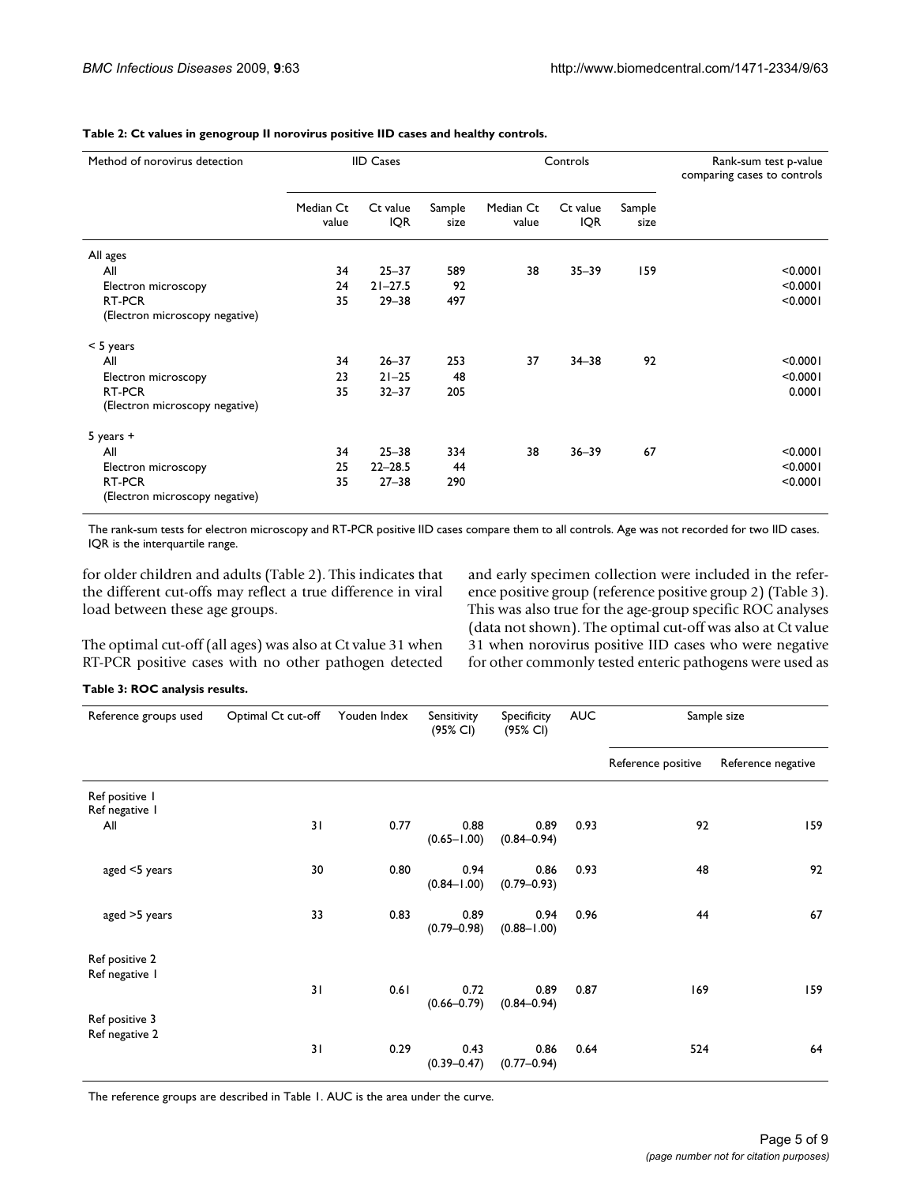**Table 2: Ct values in genogroup II norovirus positive IID cases and healthy controls.**

| Method of norovirus detection | IID Cases | | | Controls | | | Rank-sum test p-value comparing cases to controls |
|---|---|---|---|---|---|---|---|
| | Median Ct value | Ct value IQR | Sample size | Median Ct value | Ct value IQR | Sample size | |
| All ages | | | | | | | |
| All | 34 | 25–37 | 589 | 38 | 35–39 | 159 | <0.0001 |
| Electron microscopy | 24 | 21–27.5 | 92 | | | | <0.0001 |
| RT-PCR (Electron microscopy negative) | 35 | 29–38 | 497 | | | | <0.0001 |
| < 5 years | | | | | | | |
| All | 34 | 26–37 | 253 | 37 | 34–38 | 92 | <0.0001 |
| Electron microscopy | 23 | 21–25 | 48 | | | | <0.0001 |
| RT-PCR (Electron microscopy negative) | 35 | 32–37 | 205 | | | | 0.0001 |
| 5 years + | | | | | | | |
| All | 34 | 25–38 | 334 | 38 | 36–39 | 67 | <0.0001 |
| Electron microscopy | 25 | 22–28.5 | 44 | | | | <0.0001 |
| RT-PCR (Electron microscopy negative) | 35 | 27–38 | 290 | | | | <0.0001 |

The rank-sum tests for electron microscopy and RT-PCR positive IID cases compare them to all controls. Age was not recorded for two IID cases. IQR is the interquartile range.

for older children and adults (Table 2). This indicates that the different cut-offs may reflect a true difference in viral load between these age groups.

The optimal cut-off (all ages) was also at Ct value 31 when RT-PCR positive cases with no other pathogen detected and early specimen collection were included in the reference positive group (reference positive group 2) (Table 3). This was also true for the age-group specific ROC analyses (data not shown). The optimal cut-off was also at Ct value 31 when norovirus positive IID cases who were negative for other commonly tested enteric pathogens were used as

**Table 3: ROC analysis results.**

| Reference groups used | Optimal Ct cut-off | Youden Index | Sensitivity (95% CI) | Specificity (95% CI) | AUC | Sample size | |
|---|---|---|---|---|---|---|---|
| | | | | | | Reference positive | Reference negative |
| Ref positive 1 Ref negative 1 | | | | | | | |
| All | 31 | 0.77 | 0.88 (0.65–1.00) | 0.89 (0.84–0.94) | 0.93 | 92 | 159 |
| aged <5 years | 30 | 0.80 | 0.94 (0.84–1.00) | 0.86 (0.79–0.93) | 0.93 | 48 | 92 |
| aged >5 years | 33 | 0.83 | 0.89 (0.79–0.98) | 0.94 (0.88–1.00) | 0.96 | 44 | 67 |
| Ref positive 2 Ref negative 1 | 31 | 0.61 | 0.72 (0.66–0.79) | 0.89 (0.84–0.94) | 0.87 | 169 | 159 |
| Ref positive 3 Ref negative 2 | 31 | 0.29 | 0.43 (0.39–0.47) | 0.86 (0.77–0.94) | 0.64 | 524 | 64 |

The reference groups are described in Table 1. AUC is the area under the curve.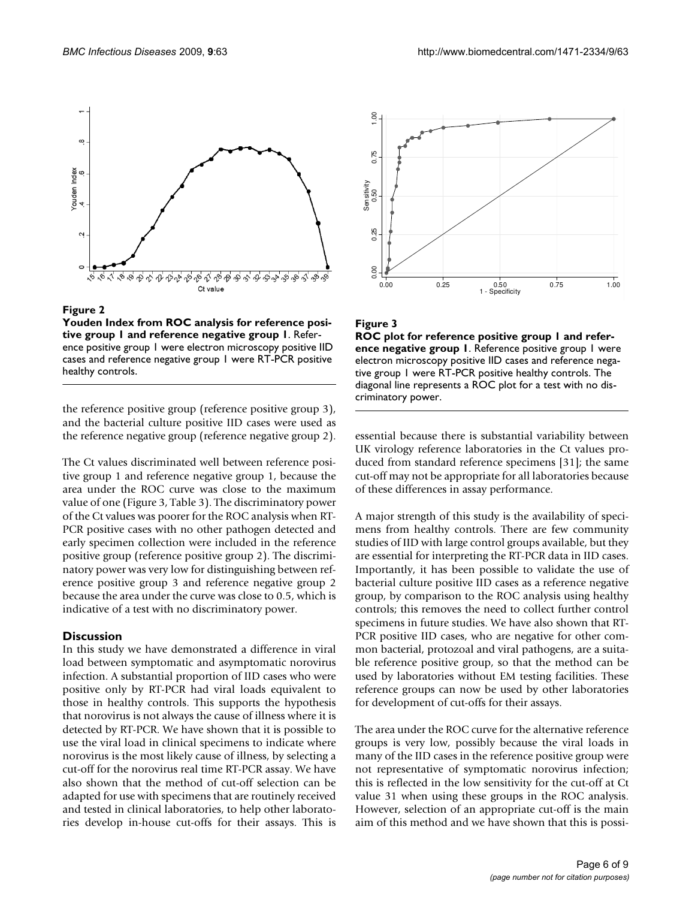**Figure 2**

**Youden Index from ROC analysis for reference positive group 1 and reference negative group 1**. Reference positive group 1 were electron microscopy positive IID cases and reference negative group 1 were RT-PCR positive healthy controls.

**Figure 3**

**ROC plot for reference positive group 1 and reference negative group 1**. Reference positive group 1 were electron microscopy positive IID cases and reference negative group 1 were RT-PCR positive healthy controls. The diagonal line represents a ROC plot for a test with no discriminatory power.

the reference positive group (reference positive group 3), and the bacterial culture positive IID cases were used as the reference negative group (reference negative group 2).

The Ct values discriminated well between reference positive group 1 and reference negative group 1, because the area under the ROC curve was close to the maximum value of one (Figure 3, Table 3). The discriminatory power of the Ct values was poorer for the ROC analysis when RT-PCR positive cases with no other pathogen detected and early specimen collection were included in the reference positive group (reference positive group 2). The discriminatory power was very low for distinguishing between reference positive group 3 and reference negative group 2 because the area under the curve was close to 0.5, which is indicative of a test with no discriminatory power.

## Discussion

In this study we have demonstrated a difference in viral load between symptomatic and asymptomatic norovirus infection. A substantial proportion of IID cases who were positive only by RT-PCR had viral loads equivalent to those in healthy controls. This supports the hypothesis that norovirus is not always the cause of illness where it is detected by RT-PCR. We have shown that it is possible to use the viral load in clinical specimens to indicate where norovirus is the most likely cause of illness, by selecting a cut-off for the norovirus real time RT-PCR assay. We have also shown that the method of cut-off selection can be adapted for use with specimens that are routinely received and tested in clinical laboratories, to help other laboratories develop in-house cut-offs for their assays. This is essential because there is substantial variability between UK virology reference laboratories in the Ct values produced from standard reference specimens [31]; the same cut-off may not be appropriate for all laboratories because of these differences in assay performance.

A major strength of this study is the availability of specimens from healthy controls. There are few community studies of IID with large control groups available, but they are essential for interpreting the RT-PCR data in IID cases. Importantly, it has been possible to validate the use of bacterial culture positive IID cases as a reference negative group, by comparison to the ROC analysis using healthy controls; this removes the need to collect further control specimens in future studies. We have also shown that RT-PCR positive IID cases, who are negative for other common bacterial, protozoal and viral pathogens, are a suitable reference positive group, so that the method can be used by laboratories without EM testing facilities. These reference groups can now be used by other laboratories for development of cut-offs for their assays.

The area under the ROC curve for the alternative reference groups is very low, possibly because the viral loads in many of the IID cases in the reference positive group were not representative of symptomatic norovirus infection; this is reflected in the low sensitivity for the cut-off at Ct value 31 when using these groups in the ROC analysis. However, selection of an appropriate cut-off is the main aim of this method and we have shown that this is possi-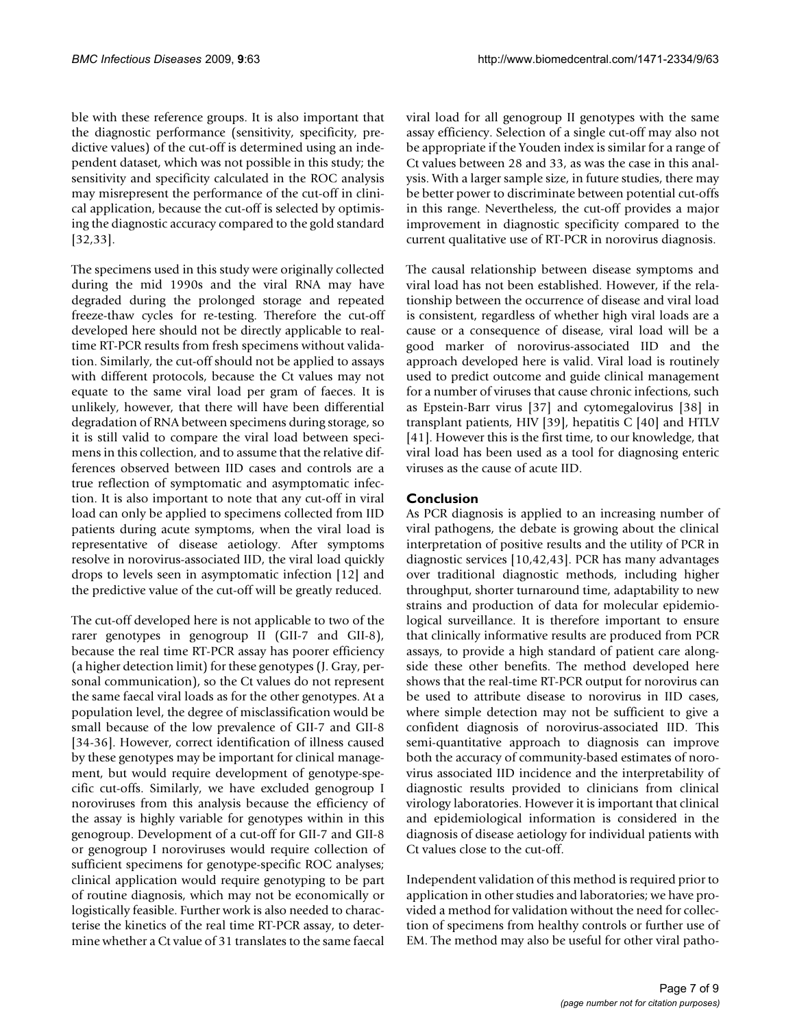ble with these reference groups. It is also important that the diagnostic performance (sensitivity, specificity, predictive values) of the cut-off is determined using an independent dataset, which was not possible in this study; the sensitivity and specificity calculated in the ROC analysis may misrepresent the performance of the cut-off in clinical application, because the cut-off is selected by optimising the diagnostic accuracy compared to the gold standard [32,33].

The specimens used in this study were originally collected during the mid 1990s and the viral RNA may have degraded during the prolonged storage and repeated freeze-thaw cycles for re-testing. Therefore the cut-off developed here should not be directly applicable to real-time RT-PCR results from fresh specimens without validation. Similarly, the cut-off should not be applied to assays with different protocols, because the Ct values may not equate to the same viral load per gram of faeces. It is unlikely, however, that there will have been differential degradation of RNA between specimens during storage, so it is still valid to compare the viral load between specimens in this collection, and to assume that the relative differences observed between IID cases and controls are a true reflection of symptomatic and asymptomatic infection. It is also important to note that any cut-off in viral load can only be applied to specimens collected from IID patients during acute symptoms, when the viral load is representative of disease aetiology. After symptoms resolve in norovirus-associated IID, the viral load quickly drops to levels seen in asymptomatic infection [12] and the predictive value of the cut-off will be greatly reduced.

The cut-off developed here is not applicable to two of the rarer genotypes in genogroup II (GII-7 and GII-8), because the real time RT-PCR assay has poorer efficiency (a higher detection limit) for these genotypes (J. Gray, personal communication), so the Ct values do not represent the same faecal viral loads as for the other genotypes. At a population level, the degree of misclassification would be small because of the low prevalence of GII-7 and GII-8 [34-36]. However, correct identification of illness caused by these genotypes may be important for clinical management, but would require development of genotype-specific cut-offs. Similarly, we have excluded genogroup I noroviruses from this analysis because the efficiency of the assay is highly variable for genotypes within in this genogroup. Development of a cut-off for GII-7 and GII-8 or genogroup I noroviruses would require collection of sufficient specimens for genotype-specific ROC analyses; clinical application would require genotyping to be part of routine diagnosis, which may not be economically or logistically feasible. Further work is also needed to characterise the kinetics of the real time RT-PCR assay, to determine whether a Ct value of 31 translates to the same faecal viral load for all genogroup II genotypes with the same assay efficiency. Selection of a single cut-off may also not be appropriate if the Youden index is similar for a range of Ct values between 28 and 33, as was the case in this analysis. With a larger sample size, in future studies, there may be better power to discriminate between potential cut-offs in this range. Nevertheless, the cut-off provides a major improvement in diagnostic specificity compared to the current qualitative use of RT-PCR in norovirus diagnosis.

The causal relationship between disease symptoms and viral load has not been established. However, if the relationship between the occurrence of disease and viral load is consistent, regardless of whether high viral loads are a cause or a consequence of disease, viral load will be a good marker of norovirus-associated IID and the approach developed here is valid. Viral load is routinely used to predict outcome and guide clinical management for a number of viruses that cause chronic infections, such as Epstein-Barr virus [37] and cytomegalovirus [38] in transplant patients, HIV [39], hepatitis C [40] and HTLV [41]. However this is the first time, to our knowledge, that viral load has been used as a tool for diagnosing enteric viruses as the cause of acute IID.

## Conclusion

As PCR diagnosis is applied to an increasing number of viral pathogens, the debate is growing about the clinical interpretation of positive results and the utility of PCR in diagnostic services [10,42,43]. PCR has many advantages over traditional diagnostic methods, including higher throughput, shorter turnaround time, adaptability to new strains and production of data for molecular epidemiological surveillance. It is therefore important to ensure that clinically informative results are produced from PCR assays, to provide a high standard of patient care alongside these other benefits. The method developed here shows that the real-time RT-PCR output for norovirus can be used to attribute disease to norovirus in IID cases, where simple detection may not be sufficient to give a confident diagnosis of norovirus-associated IID. This semi-quantitative approach to diagnosis can improve both the accuracy of community-based estimates of norovirus associated IID incidence and the interpretability of diagnostic results provided to clinicians from clinical virology laboratories. However it is important that clinical and epidemiological information is considered in the diagnosis of disease aetiology for individual patients with Ct values close to the cut-off.

Independent validation of this method is required prior to application in other studies and laboratories; we have provided a method for validation without the need for collection of specimens from healthy controls or further use of EM. The method may also be useful for other viral patho-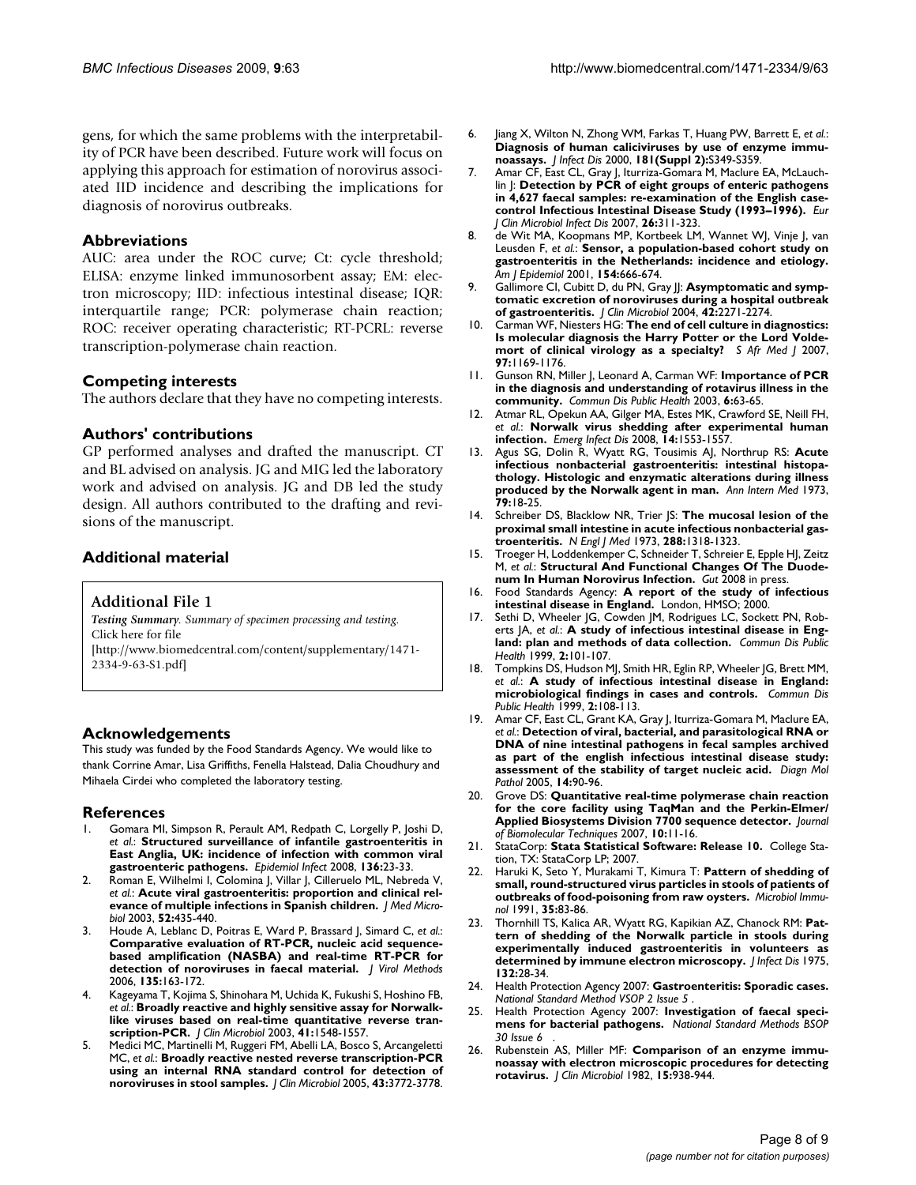gens, for which the same problems with the interpretability of PCR have been described. Future work will focus on applying this approach for estimation of norovirus associated IID incidence and describing the implications for diagnosis of norovirus outbreaks.

## Abbreviations

AUC: area under the ROC curve; Ct: cycle threshold; ELISA: enzyme linked immunosorbent assay; EM: electron microscopy; IID: infectious intestinal disease; IQR: interquartile range; PCR: polymerase chain reaction; ROC: receiver operating characteristic; RT-PCRL: reverse transcription-polymerase chain reaction.

## Competing interests

The authors declare that they have no competing interests.

## Authors' contributions

GP performed analyses and drafted the manuscript. CT and BL advised on analysis. JG and MIG led the laboratory work and advised on analysis. JG and DB led the study design. All authors contributed to the drafting and revisions of the manuscript.

## Additional material

### Additional File 1

*Testing Summary. Summary of specimen processing and testing.*
Click here for file
[http://www.biomedcentral.com/content/supplementary/1471-2334-9-63-S1.pdf]

## Acknowledgements

This study was funded by the Food Standards Agency. We would like to thank Corrine Amar, Lisa Griffiths, Fenella Halstead, Dalia Choudhury and Mihaela Cirdei who completed the laboratory testing.

## References

1. Gomara MI, Simpson R, Perault AM, Redpath C, Lorgelly P, Joshi D, *et al.*: **Structured surveillance of infantile gastroenteritis in East Anglia, UK: incidence of infection with common viral gastroenteric pathogens.** *Epidemiol Infect* 2008, **136:**23-33.
2. Roman E, Wilhelmi I, Colomina J, Villar J, Cilleruelo ML, Nebreda V, *et al.*: **Acute viral gastroenteritis: proportion and clinical relevance of multiple infections in Spanish children.** *J Med Microbiol* 2003, **52:**435-440.
3. Houde A, Leblanc D, Poitras E, Ward P, Brassard J, Simard C, *et al.*: **Comparative evaluation of RT-PCR, nucleic acid sequence-based amplification (NASBA) and real-time RT-PCR for detection of noroviruses in faecal material.** *J Virol Methods* 2006, **135:**163-172.
4. Kageyama T, Kojima S, Shinohara M, Uchida K, Fukushi S, Hoshino FB, *et al.*: **Broadly reactive and highly sensitive assay for Norwalk-like viruses based on real-time quantitative reverse transcription-PCR.** *J Clin Microbiol* 2003, **41:**1548-1557.
5. Medici MC, Martinelli M, Ruggeri FM, Abelli LA, Bosco S, Arcangeletti MC, *et al.*: **Broadly reactive nested reverse transcription-PCR using an internal RNA standard control for detection of noroviruses in stool samples.** *J Clin Microbiol* 2005, **43:**3772-3778.
6. Jiang X, Wilton N, Zhong WM, Farkas T, Huang PW, Barrett E, *et al.*: **Diagnosis of human caliciviruses by use of enzyme immunoassays.** *J Infect Dis* 2000, **181(Suppl 2):**S349-S359.
7. Amar CF, East CL, Gray J, Iturriza-Gomara M, Maclure EA, McLauchlin J: **Detection by PCR of eight groups of enteric pathogens in 4,627 faecal samples: re-examination of the English case-control Infectious Intestinal Disease Study (1993–1996).** *Eur J Clin Microbiol Infect Dis* 2007, **26:**311-323.
8. de Wit MA, Koopmans MP, Kortbeek LM, Wannet WJ, Vinje J, van Leusden F, *et al.*: **Sensor, a population-based cohort study on gastroenteritis in the Netherlands: incidence and etiology.** *Am J Epidemiol* 2001, **154:**666-674.
9. Gallimore CI, Cubitt D, du PN, Gray JJ: **Asymptomatic and symptomatic excretion of noroviruses during a hospital outbreak of gastroenteritis.** *J Clin Microbiol* 2004, **42:**2271-2274.
10. Carman WF, Niesters HG: **The end of cell culture in diagnostics: Is molecular diagnosis the Harry Potter or the Lord Voldemort of clinical virology as a specialty?** *S Afr Med J* 2007, **97:**1169-1176.
11. Gunson RN, Miller J, Leonard A, Carman WF: **Importance of PCR in the diagnosis and understanding of rotavirus illness in the community.** *Commun Dis Public Health* 2003, **6:**63-65.
12. Atmar RL, Opekun AA, Gilger MA, Estes MK, Crawford SE, Neill FH, *et al.*: **Norwalk virus shedding after experimental human infection.** *Emerg Infect Dis* 2008, **14:**1553-1557.
13. Agus SG, Dolin R, Wyatt RG, Tousimis AJ, Northrup RS: **Acute infectious nonbacterial gastroenteritis: intestinal histopathology. Histologic and enzymatic alterations during illness produced by the Norwalk agent in man.** *Ann Intern Med* 1973, **79:**18-25.
14. Schreiber DS, Blacklow NR, Trier JS: **The mucosal lesion of the proximal small intestine in acute infectious nonbacterial gastroenteritis.** *N Engl J Med* 1973, **288:**1318-1323.
15. Troeger H, Loddenkemper C, Schneider T, Schreier E, Epple HJ, Zeitz M, *et al.*: **Structural And Functional Changes Of The Duodenum In Human Norovirus Infection.** *Gut* 2008 in press.
16. Food Standards Agency: **A report of the study of infectious intestinal disease in England.** London, HMSO; 2000.
17. Sethi D, Wheeler JG, Cowden JM, Rodrigues LC, Sockett PN, Roberts JA, *et al.*: **A study of infectious intestinal disease in England: plan and methods of data collection.** *Commun Dis Public Health* 1999, **2:**101-107.
18. Tompkins DS, Hudson MJ, Smith HR, Eglin RP, Wheeler JG, Brett MM, *et al.*: **A study of infectious intestinal disease in England: microbiological findings in cases and controls.** *Commun Dis Public Health* 1999, **2:**108-113.
19. Amar CF, East CL, Grant KA, Gray J, Iturriza-Gomara M, Maclure EA, *et al.*: **Detection of viral, bacterial, and parasitological RNA or DNA of nine intestinal pathogens in fecal samples archived as part of the english infectious intestinal disease study: assessment of the stability of target nucleic acid.** *Diagn Mol Pathol* 2005, **14:**90-96.
20. Grove DS: **Quantitative real-time polymerase chain reaction for the core facility using TaqMan and the Perkin-Elmer/Applied Biosystems Division 7700 sequence detector.** *Journal of Biomolecular Techniques* 2007, **10:**11-16.
21. StataCorp: **Stata Statistical Software: Release 10.** College Station, TX: StataCorp LP; 2007.
22. Haruki K, Seto Y, Murakami T, Kimura T: **Pattern of shedding of small, round-structured virus particles in stools of patients of outbreaks of food-poisoning from raw oysters.** *Microbiol Immunol* 1991, **35:**83-86.
23. Thornhill TS, Kalica AR, Wyatt RG, Kapikian AZ, Chanock RM: **Pattern of shedding of the Norwalk particle in stools during experimentally induced gastroenteritis in volunteers as determined by immune electron microscopy.** *J Infect Dis* 1975, **132:**28-34.
24. Health Protection Agency 2007: **Gastroenteritis: Sporadic cases.** *National Standard Method VSOP 2 Issue 5* .
25. Health Protection Agency 2007: **Investigation of faecal specimens for bacterial pathogens.** *National Standard Methods BSOP 30 Issue 6* .
26. Rubenstein AS, Miller MF: **Comparison of an enzyme immunoassay with electron microscopic procedures for detecting rotavirus.** *J Clin Microbiol* 1982, **15:**938-944.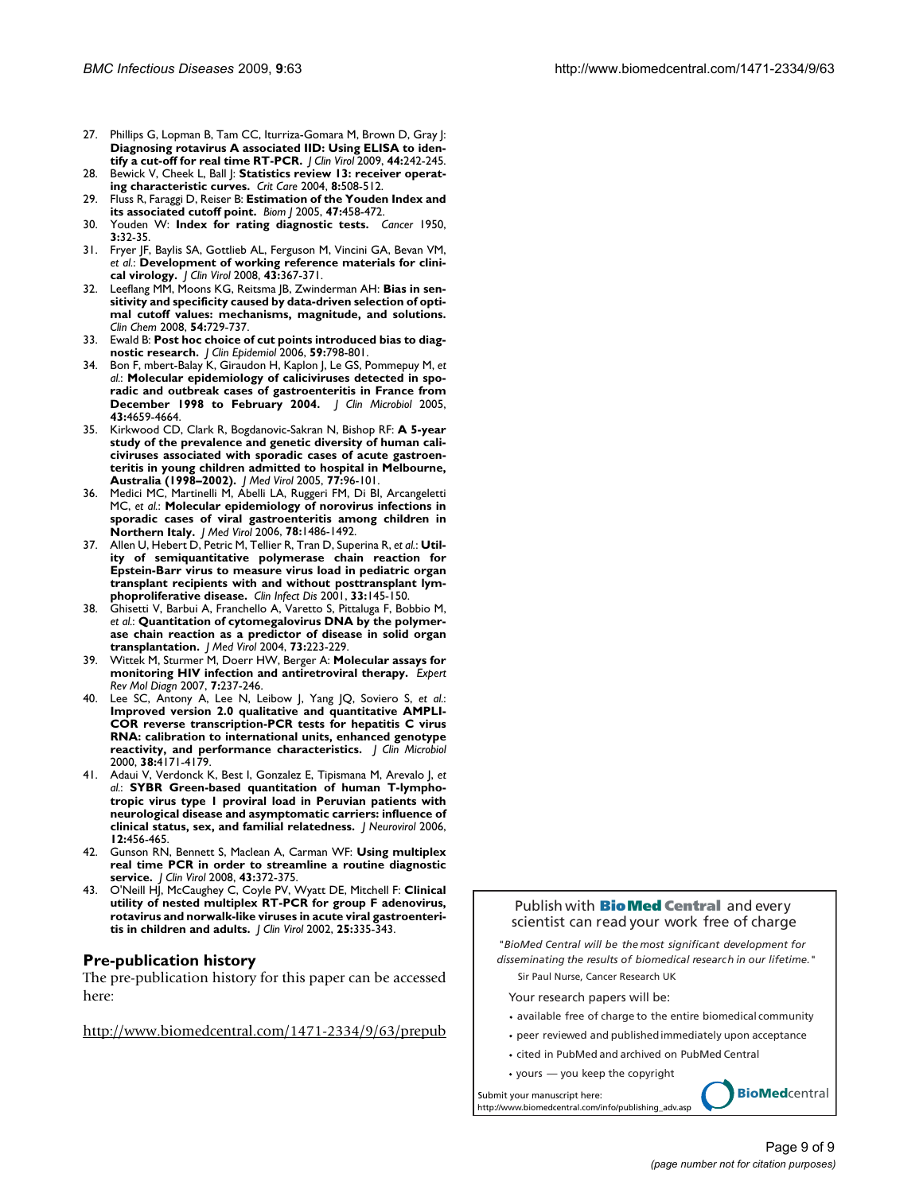27. Phillips G, Lopman B, Tam CC, Iturriza-Gomara M, Brown D, Gray J: **Diagnosing rotavirus A associated IID: Using ELISA to identify a cut-off for real time RT-PCR.** *J Clin Virol* 2009, **44:**242-245.
28. Bewick V, Cheek L, Ball J: **Statistics review 13: receiver operating characteristic curves.** *Crit Care* 2004, **8:**508-512.
29. Fluss R, Faraggi D, Reiser B: **Estimation of the Youden Index and its associated cutoff point.** *Biom J* 2005, **47:**458-472.
30. Youden W: **Index for rating diagnostic tests.** *Cancer* 1950, **3:**32-35.
31. Fryer JF, Baylis SA, Gottlieb AL, Ferguson M, Vincini GA, Bevan VM, *et al.*: **Development of working reference materials for clinical virology.** *J Clin Virol* 2008, **43:**367-371.
32. Leeflang MM, Moons KG, Reitsma JB, Zwinderman AH: **Bias in sensitivity and specificity caused by data-driven selection of optimal cutoff values: mechanisms, magnitude, and solutions.** *Clin Chem* 2008, **54:**729-737.
33. Ewald B: **Post hoc choice of cut points introduced bias to diagnostic research.** *J Clin Epidemiol* 2006, **59:**798-801.
34. Bon F, mbert-Balay K, Giraudon H, Kaplon J, Le GS, Pommepuy M, *et al.*: **Molecular epidemiology of caliciviruses detected in sporadic and outbreak cases of gastroenteritis in France from December 1998 to February 2004.** *J Clin Microbiol* 2005, **43:**4659-4664.
35. Kirkwood CD, Clark R, Bogdanovic-Sakran N, Bishop RF: **A 5-year study of the prevalence and genetic diversity of human caliciviruses associated with sporadic cases of acute gastroenteritis in young children admitted to hospital in Melbourne, Australia (1998–2002).** *J Med Virol* 2005, **77:**96-101.
36. Medici MC, Martinelli M, Abelli LA, Ruggeri FM, Di BI, Arcangeletti MC, *et al.*: **Molecular epidemiology of norovirus infections in sporadic cases of viral gastroenteritis among children in Northern Italy.** *J Med Virol* 2006, **78:**1486-1492.
37. Allen U, Hebert D, Petric M, Tellier R, Tran D, Superina R, *et al.*: **Utility of semiquantitative polymerase chain reaction for Epstein-Barr virus to measure virus load in pediatric organ transplant recipients with and without posttransplant lymphoproliferative disease.** *Clin Infect Dis* 2001, **33:**145-150.
38. Ghisetti V, Barbui A, Franchello A, Varetto S, Pittaluga F, Bobbio M, *et al.*: **Quantitation of cytomegalovirus DNA by the polymerase chain reaction as a predictor of disease in solid organ transplantation.** *J Med Virol* 2004, **73:**223-229.
39. Wittek M, Sturmer M, Doerr HW, Berger A: **Molecular assays for monitoring HIV infection and antiretroviral therapy.** *Expert Rev Mol Diagn* 2007, **7:**237-246.
40. Lee SC, Antony A, Lee N, Leibow J, Yang JQ, Soviero S, *et al.*: **Improved version 2.0 qualitative and quantitative AMPLICOR reverse transcription-PCR tests for hepatitis C virus RNA: calibration to international units, enhanced genotype reactivity, and performance characteristics.** *J Clin Microbiol* 2000, **38:**4171-4179.
41. Adaui V, Verdonck K, Best I, Gonzalez E, Tipismana M, Arevalo J, *et al.*: **SYBR Green-based quantitation of human T-lymphotropic virus type 1 proviral load in Peruvian patients with neurological disease and asymptomatic carriers: influence of clinical status, sex, and familial relatedness.** *J Neurovirol* 2006, **12:**456-465.
42. Gunson RN, Bennett S, Maclean A, Carman WF: **Using multiplex real time PCR in order to streamline a routine diagnostic service.** *J Clin Virol* 2008, **43:**372-375.
43. O'Neill HJ, McCaughey C, Coyle PV, Wyatt DE, Mitchell F: **Clinical utility of nested multiplex RT-PCR for group F adenovirus, rotavirus and norwalk-like viruses in acute viral gastroenteritis in children and adults.** *J Clin Virol* 2002, **25:**335-343.

## Pre-publication history

The pre-publication history for this paper can be accessed here:

http://www.biomedcentral.com/1471-2334/9/63/prepub

Publish with **BioMed Central** and every scientist can read your work free of charge

*"BioMed Central will be the most significant development for disseminating the results of biomedical research in our lifetime."*
Sir Paul Nurse, Cancer Research UK

Your research papers will be:

- available free of charge to the entire biomedical community
- peer reviewed and published immediately upon acceptance
- cited in PubMed and archived on PubMed Central
- yours — you keep the copyright

Submit your manuscript here:
http://www.biomedcentral.com/info/publishing_adv.asp

BioMedcentral